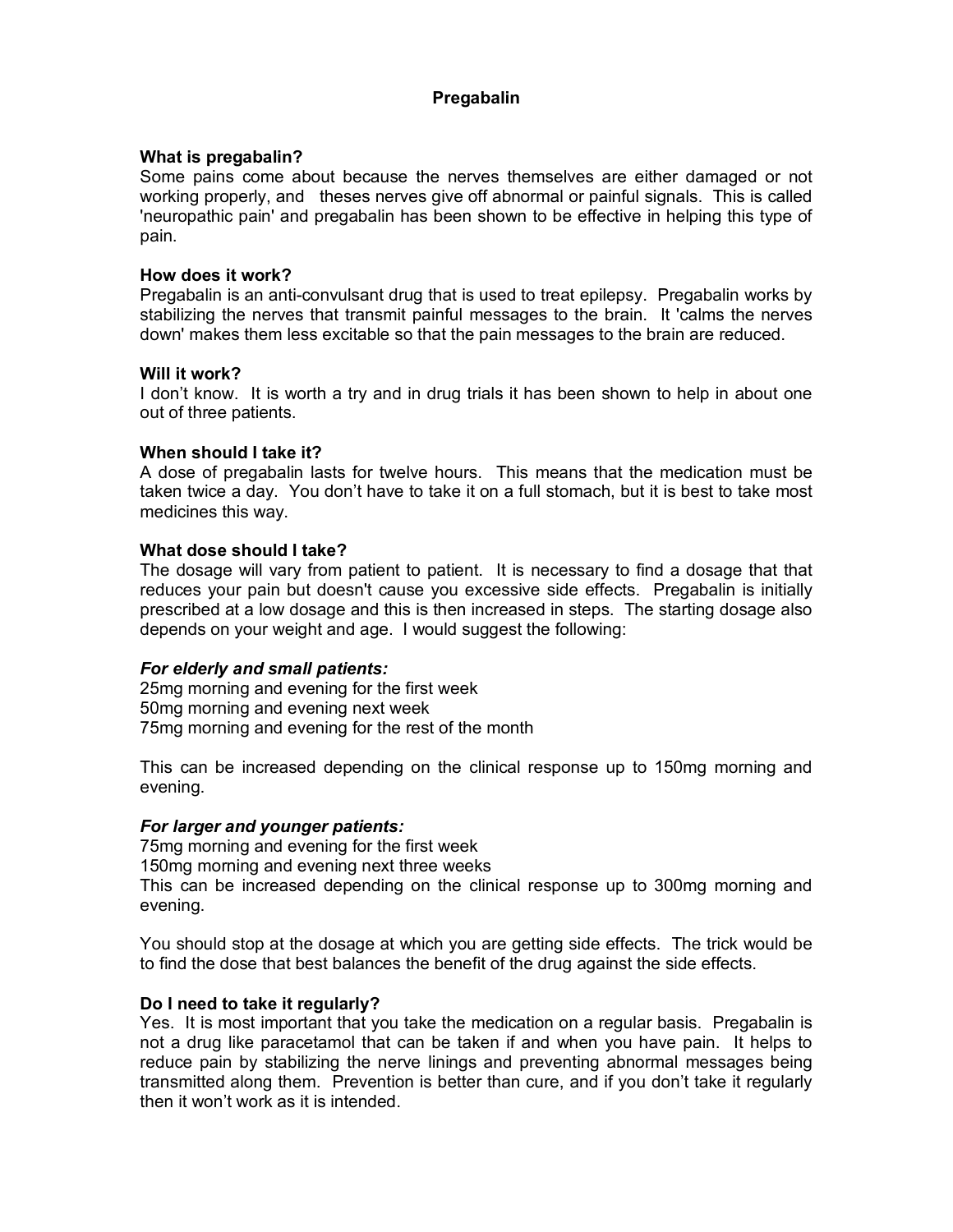# Pregabalin

**What is pregabalin?**

Some pains come about because the nerves themselves are either damaged or not working properly, and theses nerves give off abnormal or painful signals. This is called 'neuropathic pain' and pregabalin has been shown to be effective in helping this type of pain.

**How does it work?**

Pregabalin is an anti-convulsant drug that is used to treat epilepsy. Pregabalin works by stabilizing the nerves that transmit painful messages to the brain. It 'calms the nerves down' makes them less excitable so that the pain messages to the brain are reduced.

**Will it work?**

I don't know. It is worth a try and in drug trials it has been shown to help in about one out of three patients.

**When should I take it?**

A dose of pregabalin lasts for twelve hours. This means that the medication must be taken twice a day. You don't have to take it on a full stomach, but it is best to take most medicines this way.

**What dose should I take?**

The dosage will vary from patient to patient. It is necessary to find a dosage that that reduces your pain but doesn't cause you excessive side effects. Pregabalin is initially prescribed at a low dosage and this is then increased in steps. The starting dosage also depends on your weight and age. I would suggest the following:

***For elderly and small patients:***

25mg morning and evening for the first week
50mg morning and evening next week
75mg morning and evening for the rest of the month

This can be increased depending on the clinical response up to 150mg morning and evening.

***For larger and younger patients:***

75mg morning and evening for the first week
150mg morning and evening next three weeks
This can be increased depending on the clinical response up to 300mg morning and evening.

You should stop at the dosage at which you are getting side effects. The trick would be to find the dose that best balances the benefit of the drug against the side effects.

**Do I need to take it regularly?**

Yes. It is most important that you take the medication on a regular basis. Pregabalin is not a drug like paracetamol that can be taken if and when you have pain. It helps to reduce pain by stabilizing the nerve linings and preventing abnormal messages being transmitted along them. Prevention is better than cure, and if you don't take it regularly then it won't work as it is intended.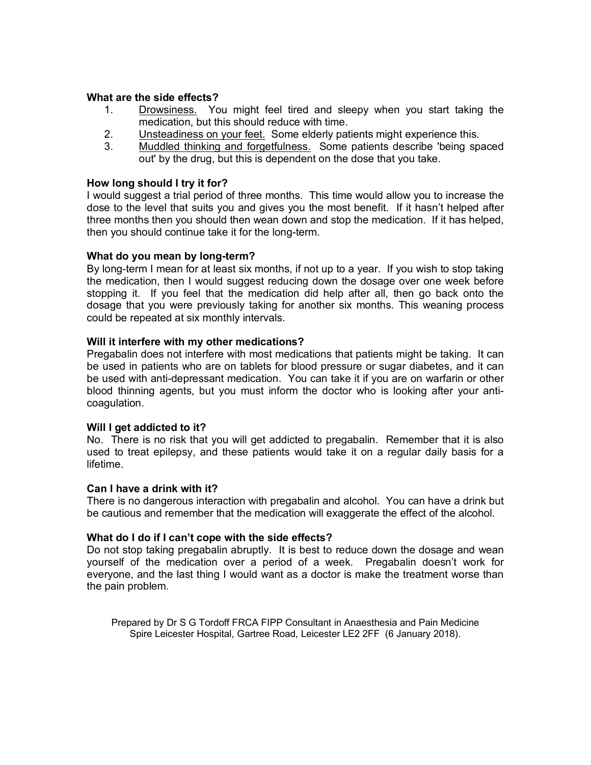**What are the side effects?**

1. Drowsiness. You might feel tired and sleepy when you start taking the medication, but this should reduce with time.
2. Unsteadiness on your feet. Some elderly patients might experience this.
3. Muddled thinking and forgetfulness. Some patients describe 'being spaced out' by the drug, but this is dependent on the dose that you take.

**How long should I try it for?**

I would suggest a trial period of three months. This time would allow you to increase the dose to the level that suits you and gives you the most benefit. If it hasn't helped after three months then you should then wean down and stop the medication. If it has helped, then you should continue take it for the long-term.

**What do you mean by long-term?**

By long-term I mean for at least six months, if not up to a year. If you wish to stop taking the medication, then I would suggest reducing down the dosage over one week before stopping it. If you feel that the medication did help after all, then go back onto the dosage that you were previously taking for another six months. This weaning process could be repeated at six monthly intervals.

**Will it interfere with my other medications?**

Pregabalin does not interfere with most medications that patients might be taking. It can be used in patients who are on tablets for blood pressure or sugar diabetes, and it can be used with anti-depressant medication. You can take it if you are on warfarin or other blood thinning agents, but you must inform the doctor who is looking after your anti-coagulation.

**Will I get addicted to it?**

No. There is no risk that you will get addicted to pregabalin. Remember that it is also used to treat epilepsy, and these patients would take it on a regular daily basis for a lifetime.

**Can I have a drink with it?**

There is no dangerous interaction with pregabalin and alcohol. You can have a drink but be cautious and remember that the medication will exaggerate the effect of the alcohol.

**What do I do if I can't cope with the side effects?**

Do not stop taking pregabalin abruptly. It is best to reduce down the dosage and wean yourself of the medication over a period of a week. Pregabalin doesn't work for everyone, and the last thing I would want as a doctor is make the treatment worse than the pain problem.

Prepared by Dr S G Tordoff FRCA FIPP Consultant in Anaesthesia and Pain Medicine
Spire Leicester Hospital, Gartree Road, Leicester LE2 2FF (6 January 2018).